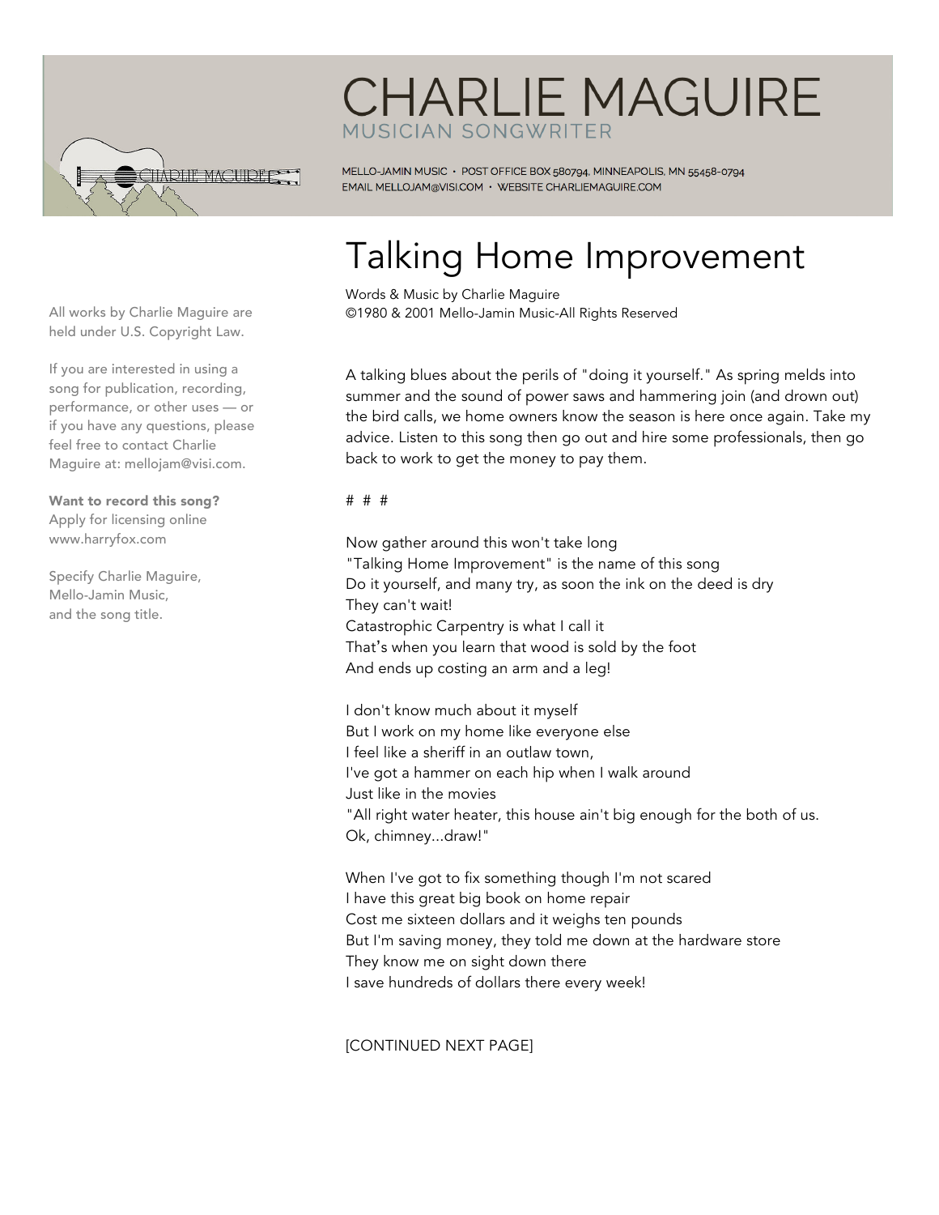# CHARLIE MAGUIRE

MUSICIAN SONGWRITER

MELLO-JAMIN MUSIC • POST OFFICE BOX 580794, MINNEAPOLIS, MN 55458-0794
EMAIL MELLOJAM@VISI.COM • WEBSITE CHARLIEMAGUIRE.COM

All works by Charlie Maguire are held under U.S. Copyright Law.

If you are interested in using a song for publication, recording, performance, or other uses — or if you have any questions, please feel free to contact Charlie Maguire at: mellojam@visi.com.

**Want to record this song?**
Apply for licensing online
www.harryfox.com

Specify Charlie Maguire,
Mello-Jamin Music,
and the song title.

## Talking Home Improvement

Words & Music by Charlie Maguire
©1980 & 2001 Mello-Jamin Music-All Rights Reserved

A talking blues about the perils of "doing it yourself." As spring melds into summer and the sound of power saws and hammering join (and drown out) the bird calls, we home owners know the season is here once again. Take my advice. Listen to this song then go out and hire some professionals, then go back to work to get the money to pay them.

# # #

Now gather around this won't take long
"Talking Home Improvement" is the name of this song
Do it yourself, and many try, as soon the ink on the deed is dry
They can't wait!
Catastrophic Carpentry is what I call it
That's when you learn that wood is sold by the foot
And ends up costing an arm and a leg!

I don't know much about it myself
But I work on my home like everyone else
I feel like a sheriff in an outlaw town,
I've got a hammer on each hip when I walk around
Just like in the movies
"All right water heater, this house ain't big enough for the both of us.
Ok, chimney...draw!"

When I've got to fix something though I'm not scared
I have this great big book on home repair
Cost me sixteen dollars and it weighs ten pounds
But I'm saving money, they told me down at the hardware store
They know me on sight down there
I save hundreds of dollars there every week!

[CONTINUED NEXT PAGE]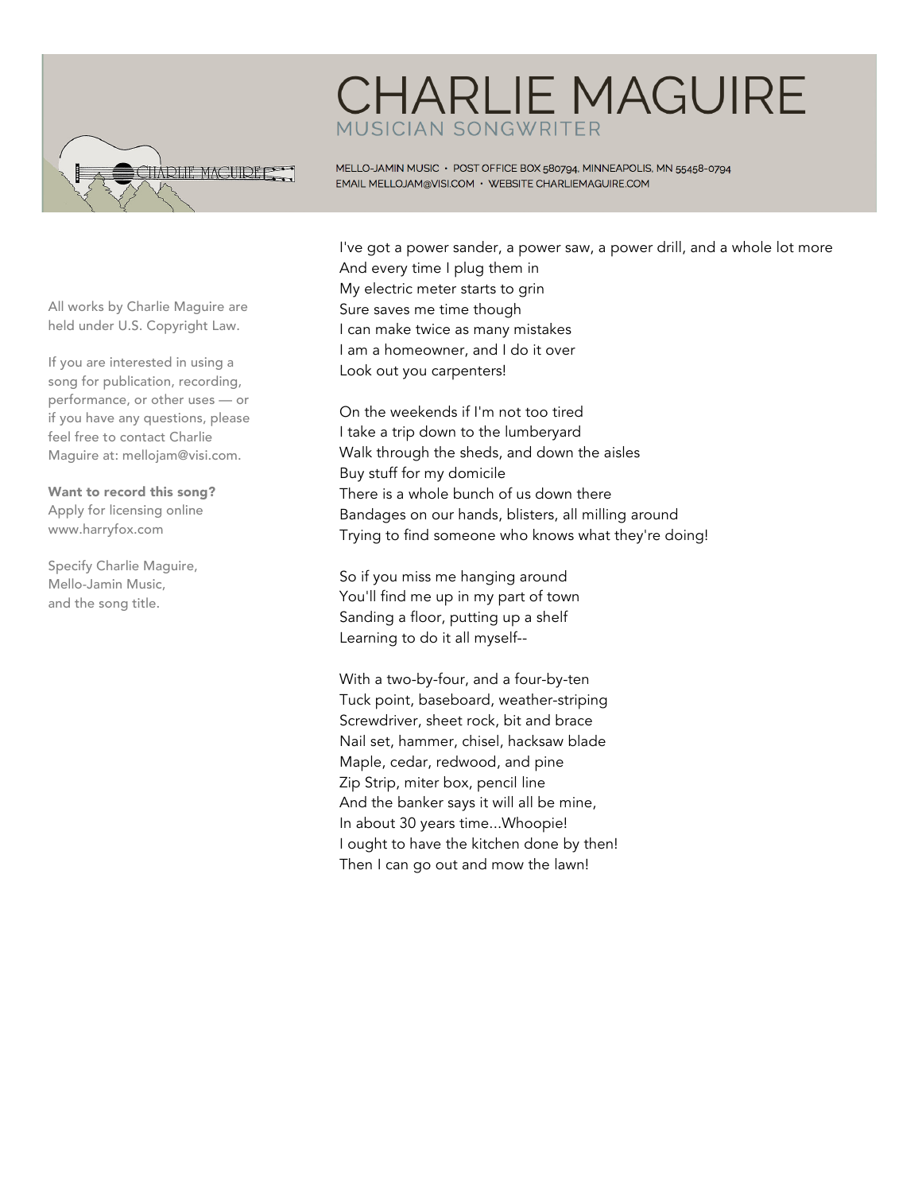# CHARLIE MAGUIRE

MUSICIAN SONGWRITER

MELLO-JAMIN MUSIC • POST OFFICE BOX 580794, MINNEAPOLIS, MN 55458-0794
EMAIL MELLOJAM@VISI.COM • WEBSITE CHARLIEMAGUIRE.COM

All works by Charlie Maguire are held under U.S. Copyright Law.

If you are interested in using a song for publication, recording, performance, or other uses — or if you have any questions, please feel free to contact Charlie Maguire at: mellojam@visi.com.

**Want to record this song?**
Apply for licensing online
www.harryfox.com

Specify Charlie Maguire,
Mello-Jamin Music,
and the song title.

I've got a power sander, a power saw, a power drill, and a whole lot more
And every time I plug them in
My electric meter starts to grin
Sure saves me time though
I can make twice as many mistakes
I am a homeowner, and I do it over
Look out you carpenters!

On the weekends if I'm not too tired
I take a trip down to the lumberyard
Walk through the sheds, and down the aisles
Buy stuff for my domicile
There is a whole bunch of us down there
Bandages on our hands, blisters, all milling around
Trying to find someone who knows what they're doing!

So if you miss me hanging around
You'll find me up in my part of town
Sanding a floor, putting up a shelf
Learning to do it all myself--

With a two-by-four, and a four-by-ten
Tuck point, baseboard, weather-striping
Screwdriver, sheet rock, bit and brace
Nail set, hammer, chisel, hacksaw blade
Maple, cedar, redwood, and pine
Zip Strip, miter box, pencil line
And the banker says it will all be mine,
In about 30 years time...Whoopie!
I ought to have the kitchen done by then!
Then I can go out and mow the lawn!